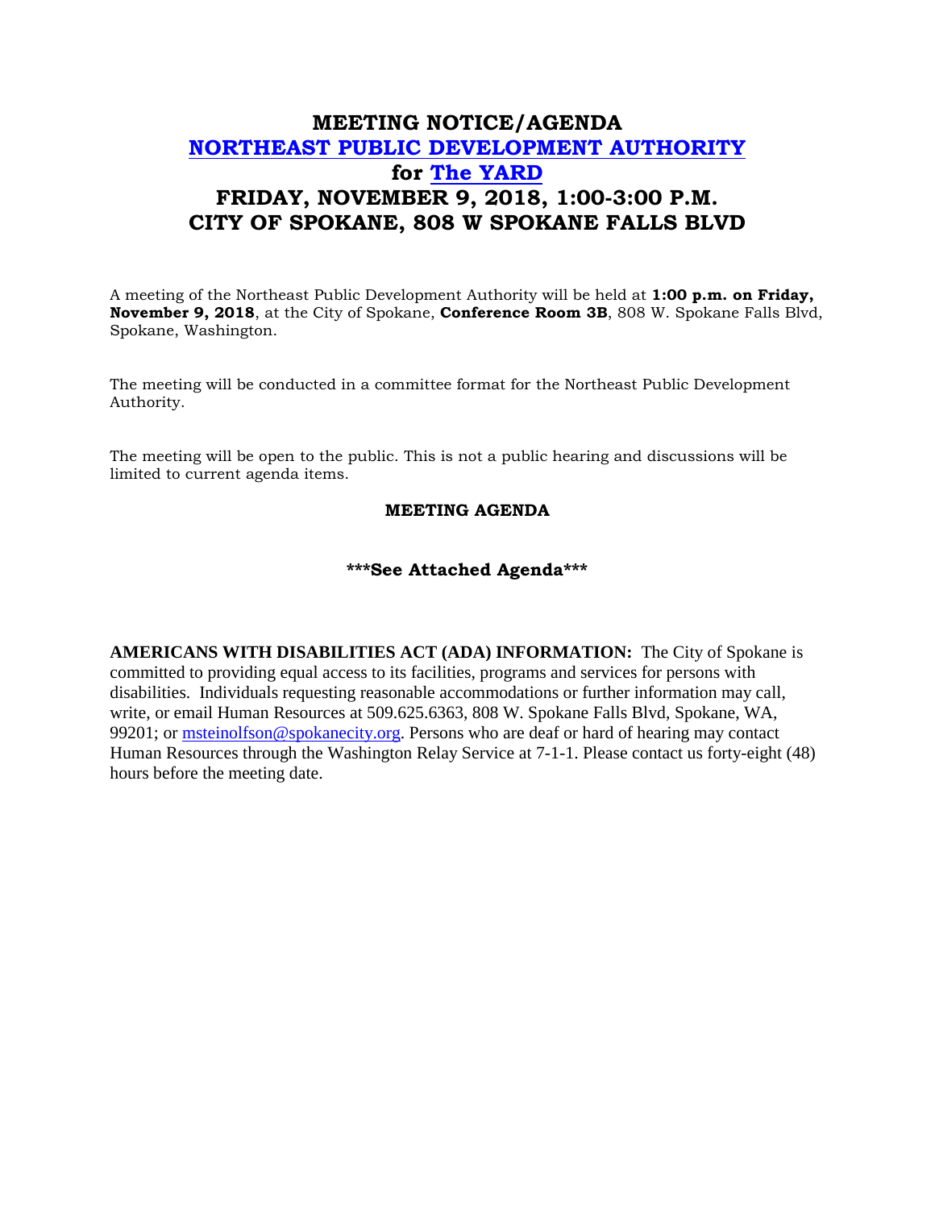# MEETING NOTICE/AGENDA
# [NORTHEAST PUBLIC DEVELOPMENT AUTHORITY]
# for [The YARD]
# FRIDAY, NOVEMBER 9, 2018, 1:00-3:00 P.M.
# CITY OF SPOKANE, 808 W SPOKANE FALLS BLVD

A meeting of the Northeast Public Development Authority will be held at **1:00 p.m. on Friday, November 9, 2018**, at the City of Spokane, **Conference Room 3B**, 808 W. Spokane Falls Blvd, Spokane, Washington.

The meeting will be conducted in a committee format for the Northeast Public Development Authority.

The meeting will be open to the public. This is not a public hearing and discussions will be limited to current agenda items.

**MEETING AGENDA**

**\*\*\*See Attached Agenda\*\*\***

**AMERICANS WITH DISABILITIES ACT (ADA) INFORMATION:** The City of Spokane is committed to providing equal access to its facilities, programs and services for persons with disabilities. Individuals requesting reasonable accommodations or further information may call, write, or email Human Resources at 509.625.6363, 808 W. Spokane Falls Blvd, Spokane, WA, 99201; or msteinolfson@spokanecity.org. Persons who are deaf or hard of hearing may contact Human Resources through the Washington Relay Service at 7-1-1. Please contact us forty-eight (48) hours before the meeting date.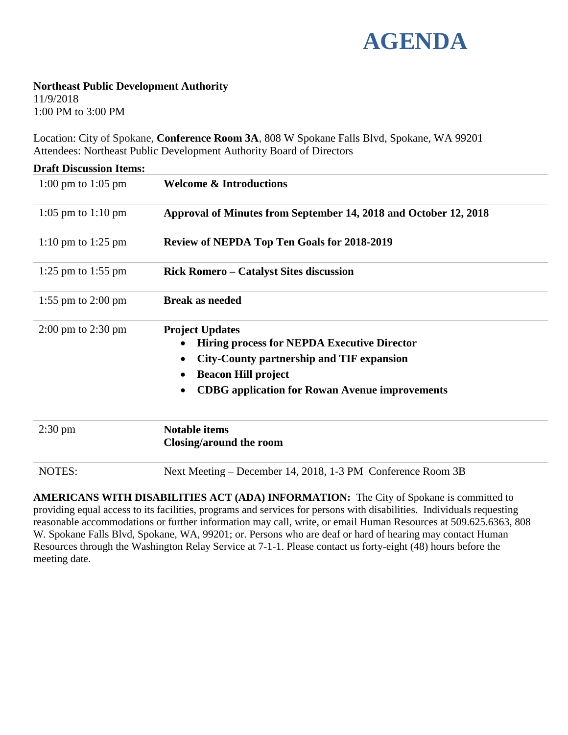# AGENDA

**Northeast Public Development Authority**
11/9/2018
1:00 PM to 3:00 PM

Location: City of Spokane, **Conference Room 3A**, 808 W Spokane Falls Blvd, Spokane, WA 99201
Attendees: Northeast Public Development Authority Board of Directors

**Draft Discussion Items:**

| | |
|---|---|
| 1:00 pm to 1:05 pm | **Welcome & Introductions** |
| 1:05 pm to 1:10 pm | **Approval of Minutes from September 14, 2018 and October 12, 2018** |
| 1:10 pm to 1:25 pm | **Review of NEPDA Top Ten Goals for 2018-2019** |
| 1:25 pm to 1:55 pm | **Rick Romero – Catalyst Sites discussion** |
| 1:55 pm to 2:00 pm | **Break as needed** |
| 2:00 pm to 2:30 pm | **Project Updates**<br>• **Hiring process for NEPDA Executive Director**<br>• **City-County partnership and TIF expansion**<br>• **Beacon Hill project**<br>• **CDBG application for Rowan Avenue improvements** |
| 2:30 pm | **Notable items**<br>**Closing/around the room** |
| NOTES: | Next Meeting – December 14, 2018, 1-3 PM Conference Room 3B |

**AMERICANS WITH DISABILITIES ACT (ADA) INFORMATION:** The City of Spokane is committed to providing equal access to its facilities, programs and services for persons with disabilities. Individuals requesting reasonable accommodations or further information may call, write, or email Human Resources at 509.625.6363, 808 W. Spokane Falls Blvd, Spokane, WA, 99201; or. Persons who are deaf or hard of hearing may contact Human Resources through the Washington Relay Service at 7-1-1. Please contact us forty-eight (48) hours before the meeting date.